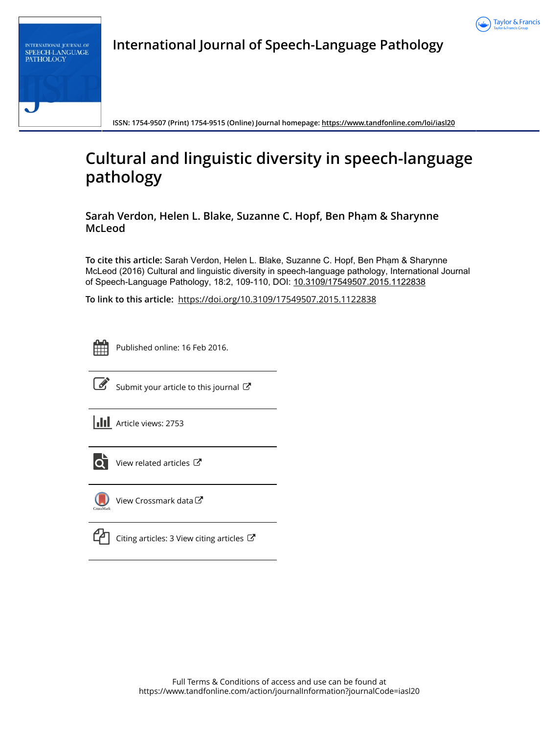# International Journal of Speech-Language Pathology

ISSN: 1754-9507 (Print) 1754-9515 (Online) Journal homepage: https://www.tandfonline.com/loi/iasl20

# Cultural and linguistic diversity in speech-language pathology

**Sarah Verdon, Helen L. Blake, Suzanne C. Hopf, Ben Phạm & Sharynne McLeod**

**To cite this article:** Sarah Verdon, Helen L. Blake, Suzanne C. Hopf, Ben Phạm & Sharynne McLeod (2016) Cultural and linguistic diversity in speech-language pathology, International Journal of Speech-Language Pathology, 18:2, 109-110, DOI: 10.3109/17549507.2015.1122838

**To link to this article:** https://doi.org/10.3109/17549507.2015.1122838

Published online: 16 Feb 2016.

Submit your article to this journal

Article views: 2753

View related articles

View Crossmark data

Citing articles: 3 View citing articles

Full Terms & Conditions of access and use can be found at
https://www.tandfonline.com/action/journalInformation?journalCode=iasl20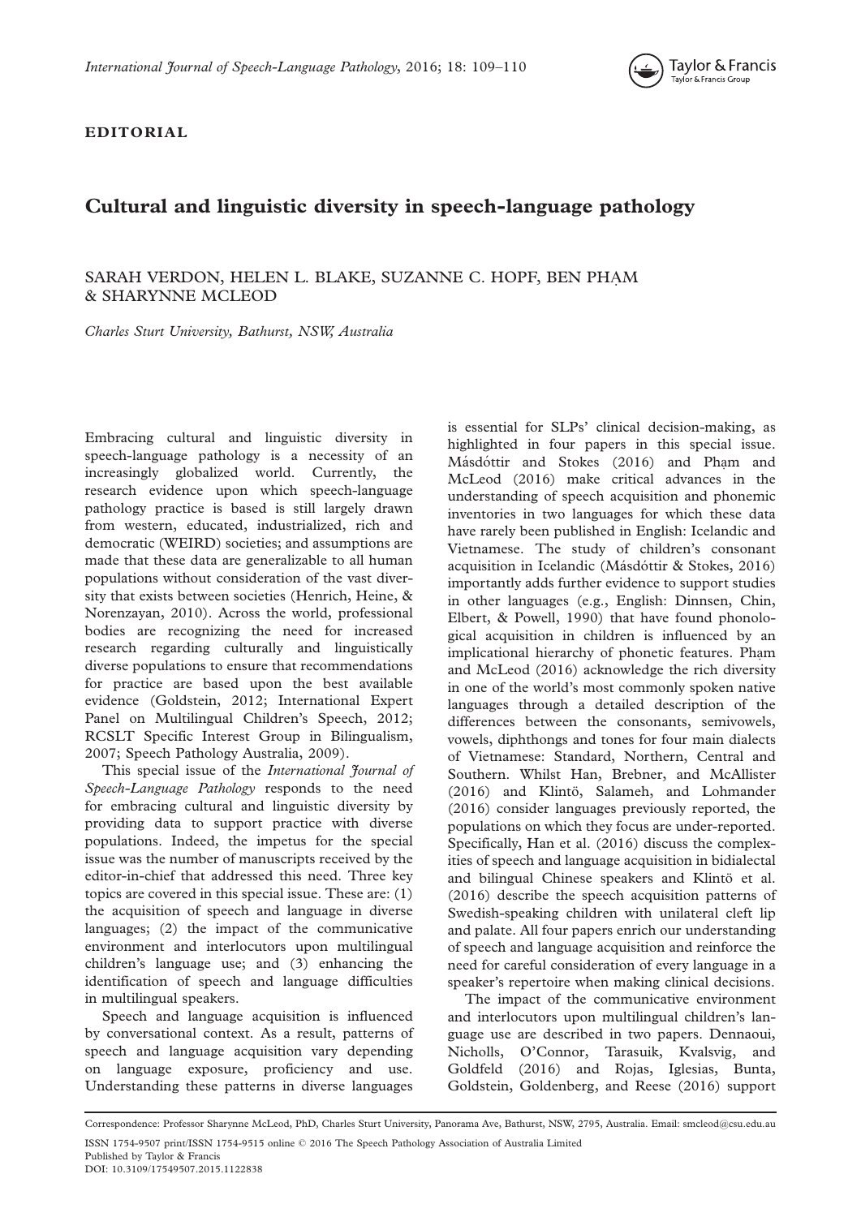**EDITORIAL**

# Cultural and linguistic diversity in speech-language pathology

SARAH VERDON, HELEN L. BLAKE, SUZANNE C. HOPF, BEN PHẠM & SHARYNNE MCLEOD

*Charles Sturt University, Bathurst, NSW, Australia*

Embracing cultural and linguistic diversity in speech-language pathology is a necessity of an increasingly globalized world. Currently, the research evidence upon which speech-language pathology practice is based is still largely drawn from western, educated, industrialized, rich and democratic (WEIRD) societies; and assumptions are made that these data are generalizable to all human populations without consideration of the vast diversity that exists between societies (Henrich, Heine, & Norenzayan, 2010). Across the world, professional bodies are recognizing the need for increased research regarding culturally and linguistically diverse populations to ensure that recommendations for practice are based upon the best available evidence (Goldstein, 2012; International Expert Panel on Multilingual Children's Speech, 2012; RCSLT Specific Interest Group in Bilingualism, 2007; Speech Pathology Australia, 2009).

This special issue of the *International Journal of Speech-Language Pathology* responds to the need for embracing cultural and linguistic diversity by providing data to support practice with diverse populations. Indeed, the impetus for the special issue was the number of manuscripts received by the editor-in-chief that addressed this need. Three key topics are covered in this special issue. These are: (1) the acquisition of speech and language in diverse languages; (2) the impact of the communicative environment and interlocutors upon multilingual children's language use; and (3) enhancing the identification of speech and language difficulties in multilingual speakers.

Speech and language acquisition is influenced by conversational context. As a result, patterns of speech and language acquisition vary depending on language exposure, proficiency and use. Understanding these patterns in diverse languages is essential for SLPs' clinical decision-making, as highlighted in four papers in this special issue. Másdóttir and Stokes (2016) and Phạm and McLeod (2016) make critical advances in the understanding of speech acquisition and phonemic inventories in two languages for which these data have rarely been published in English: Icelandic and Vietnamese. The study of children's consonant acquisition in Icelandic (Másdóttir & Stokes, 2016) importantly adds further evidence to support studies in other languages (e.g., English: Dinnsen, Chin, Elbert, & Powell, 1990) that have found phonological acquisition in children is influenced by an implicational hierarchy of phonetic features. Phạm and McLeod (2016) acknowledge the rich diversity in one of the world's most commonly spoken native languages through a detailed description of the differences between the consonants, semivowels, vowels, diphthongs and tones for four main dialects of Vietnamese: Standard, Northern, Central and Southern. Whilst Han, Brebner, and McAllister (2016) and Klintö, Salameh, and Lohmander (2016) consider languages previously reported, the populations on which they focus are under-reported. Specifically, Han et al. (2016) discuss the complexities of speech and language acquisition in bidialectal and bilingual Chinese speakers and Klintö et al. (2016) describe the speech acquisition patterns of Swedish-speaking children with unilateral cleft lip and palate. All four papers enrich our understanding of speech and language acquisition and reinforce the need for careful consideration of every language in a speaker's repertoire when making clinical decisions.

The impact of the communicative environment and interlocutors upon multilingual children's language use are described in two papers. Dennaoui, Nicholls, O'Connor, Tarasuik, Kvalsvig, and Goldfeld (2016) and Rojas, Iglesias, Bunta, Goldstein, Goldenberg, and Reese (2016) support

Correspondence: Professor Sharynne McLeod, PhD, Charles Sturt University, Panorama Ave, Bathurst, NSW, 2795, Australia. Email: smcleod@csu.edu.au

ISSN 1754-9507 print/ISSN 1754-9515 online © 2016 The Speech Pathology Association of Australia Limited
Published by Taylor & Francis
DOI: 10.3109/17549507.2015.1122838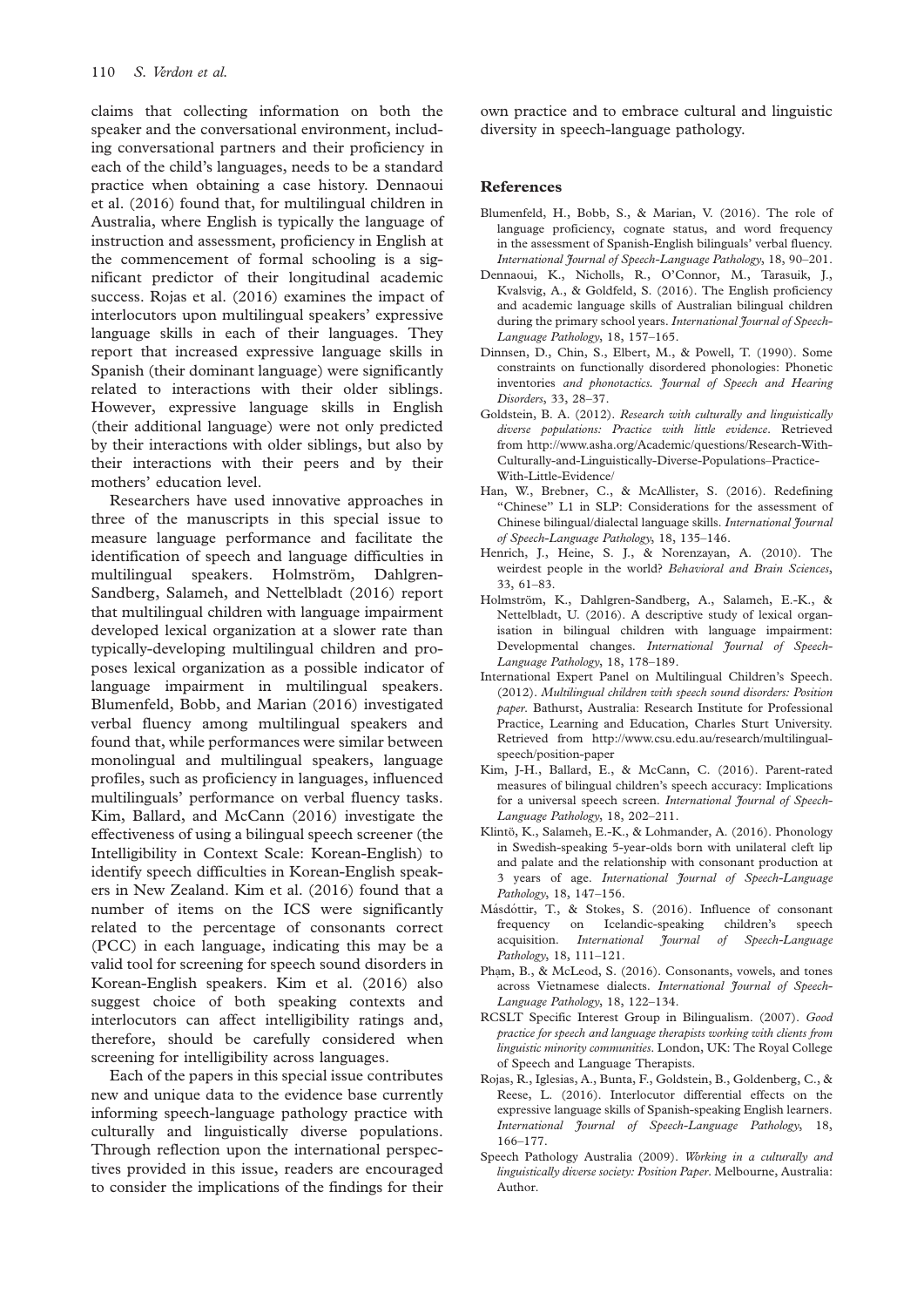claims that collecting information on both the speaker and the conversational environment, including conversational partners and their proficiency in each of the child's languages, needs to be a standard practice when obtaining a case history. Dennaoui et al. (2016) found that, for multilingual children in Australia, where English is typically the language of instruction and assessment, proficiency in English at the commencement of formal schooling is a significant predictor of their longitudinal academic success. Rojas et al. (2016) examines the impact of interlocutors upon multilingual speakers' expressive language skills in each of their languages. They report that increased expressive language skills in Spanish (their dominant language) were significantly related to interactions with their older siblings. However, expressive language skills in English (their additional language) were not only predicted by their interactions with older siblings, but also by their interactions with their peers and by their mothers' education level.

Researchers have used innovative approaches in three of the manuscripts in this special issue to measure language performance and facilitate the identification of speech and language difficulties in multilingual speakers. Holmström, Dahlgren-Sandberg, Salameh, and Nettelbladt (2016) report that multilingual children with language impairment developed lexical organization at a slower rate than typically-developing multilingual children and proposes lexical organization as a possible indicator of language impairment in multilingual speakers. Blumenfeld, Bobb, and Marian (2016) investigated verbal fluency among multilingual speakers and found that, while performances were similar between monolingual and multilingual speakers, language profiles, such as proficiency in languages, influenced multilinguals' performance on verbal fluency tasks. Kim, Ballard, and McCann (2016) investigate the effectiveness of using a bilingual speech screener (the Intelligibility in Context Scale: Korean-English) to identify speech difficulties in Korean-English speakers in New Zealand. Kim et al. (2016) found that a number of items on the ICS were significantly related to the percentage of consonants correct (PCC) in each language, indicating this may be a valid tool for screening for speech sound disorders in Korean-English speakers. Kim et al. (2016) also suggest choice of both speaking contexts and interlocutors can affect intelligibility ratings and, therefore, should be carefully considered when screening for intelligibility across languages.

Each of the papers in this special issue contributes new and unique data to the evidence base currently informing speech-language pathology practice with culturally and linguistically diverse populations. Through reflection upon the international perspectives provided in this issue, readers are encouraged to consider the implications of the findings for their own practice and to embrace cultural and linguistic diversity in speech-language pathology.

## References

Blumenfeld, H., Bobb, S., & Marian, V. (2016). The role of language proficiency, cognate status, and word frequency in the assessment of Spanish-English bilinguals' verbal fluency. *International Journal of Speech-Language Pathology*, 18, 90–201.

Dennaoui, K., Nicholls, R., O'Connor, M., Tarasuik, J., Kvalsvig, A., & Goldfeld, S. (2016). The English proficiency and academic language skills of Australian bilingual children during the primary school years. *International Journal of Speech-Language Pathology*, 18, 157–165.

Dinnsen, D., Chin, S., Elbert, M., & Powell, T. (1990). Some constraints on functionally disordered phonologies: Phonetic inventories *and phonotactics. Journal of Speech and Hearing Disorders*, 33, 28–37.

Goldstein, B. A. (2012). *Research with culturally and linguistically diverse populations: Practice with little evidence*. Retrieved from http://www.asha.org/Academic/questions/Research-With-Culturally-and-Linguistically-Diverse-Populations–Practice-With-Little-Evidence/

Han, W., Brebner, C., & McAllister, S. (2016). Redefining "Chinese" L1 in SLP: Considerations for the assessment of Chinese bilingual/dialectal language skills. *International Journal of Speech-Language Pathology*, 18, 135–146.

Henrich, J., Heine, S. J., & Norenzayan, A. (2010). The weirdest people in the world? *Behavioral and Brain Sciences*, 33, 61–83.

Holmström, K., Dahlgren-Sandberg, A., Salameh, E.-K., & Nettelbladt, U. (2016). A descriptive study of lexical organisation in bilingual children with language impairment: Developmental changes. *International Journal of Speech-Language Pathology*, 18, 178–189.

International Expert Panel on Multilingual Children's Speech. (2012). *Multilingual children with speech sound disorders: Position paper*. Bathurst, Australia: Research Institute for Professional Practice, Learning and Education, Charles Sturt University. Retrieved from http://www.csu.edu.au/research/multilingual-speech/position-paper

Kim, J-H., Ballard, E., & McCann, C. (2016). Parent-rated measures of bilingual children's speech accuracy: Implications for a universal speech screen. *International Journal of Speech-Language Pathology*, 18, 202–211.

Klintö, K., Salameh, E.-K., & Lohmander, A. (2016). Phonology in Swedish-speaking 5-year-olds born with unilateral cleft lip and palate and the relationship with consonant production at 3 years of age. *International Journal of Speech-Language Pathology*, 18, 147–156.

Másdóttir, T., & Stokes, S. (2016). Influence of consonant frequency on Icelandic-speaking children's speech acquisition. *International Journal of Speech-Language Pathology*, 18, 111–121.

Phạm, B., & McLeod, S. (2016). Consonants, vowels, and tones across Vietnamese dialects. *International Journal of Speech-Language Pathology*, 18, 122–134.

RCSLT Specific Interest Group in Bilingualism. (2007). *Good practice for speech and language therapists working with clients from linguistic minority communities*. London, UK: The Royal College of Speech and Language Therapists.

Rojas, R., Iglesias, A., Bunta, F., Goldstein, B., Goldenberg, C., & Reese, L. (2016). Interlocutor differential effects on the expressive language skills of Spanish-speaking English learners. *International Journal of Speech-Language Pathology*, 18, 166–177.

Speech Pathology Australia (2009). *Working in a culturally and linguistically diverse society: Position Paper*. Melbourne, Australia: Author.